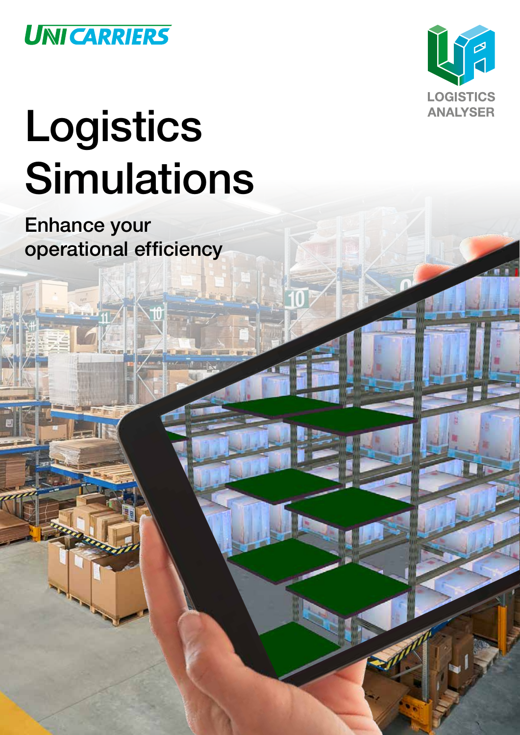UNICARRIERS

LOGISTICS ANALYSER

# Logistics Simulations

## Enhance your operational efficiency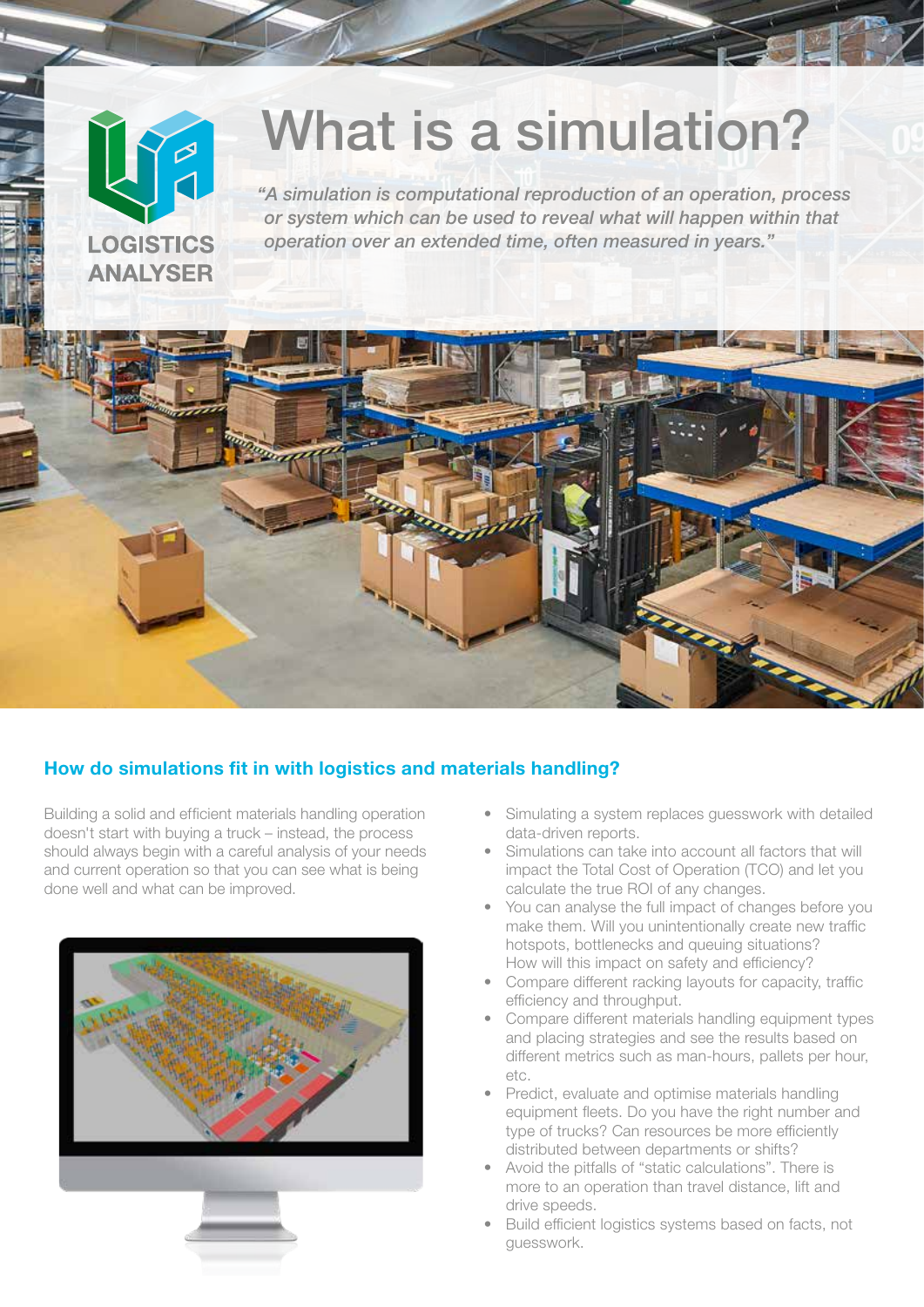LOGISTICS ANALYSER

# What is a simulation?

*"A simulation is computational reproduction of an operation, process or system which can be used to reveal what will happen within that operation over an extended time, often measured in years."*

## How do simulations fit in with logistics and materials handling?

Building a solid and efficient materials handling operation doesn't start with buying a truck – instead, the process should always begin with a careful analysis of your needs and current operation so that you can see what is being done well and what can be improved.

- Simulating a system replaces guesswork with detailed data-driven reports.
- Simulations can take into account all factors that will impact the Total Cost of Operation (TCO) and let you calculate the true ROI of any changes.
- You can analyse the full impact of changes before you make them. Will you unintentionally create new traffic hotspots, bottlenecks and queuing situations? How will this impact on safety and efficiency?
- Compare different racking layouts for capacity, traffic efficiency and throughput.
- Compare different materials handling equipment types and placing strategies and see the results based on different metrics such as man-hours, pallets per hour, etc.
- Predict, evaluate and optimise materials handling equipment fleets. Do you have the right number and type of trucks? Can resources be more efficiently distributed between departments or shifts?
- Avoid the pitfalls of "static calculations". There is more to an operation than travel distance, lift and drive speeds.
- Build efficient logistics systems based on facts, not guesswork.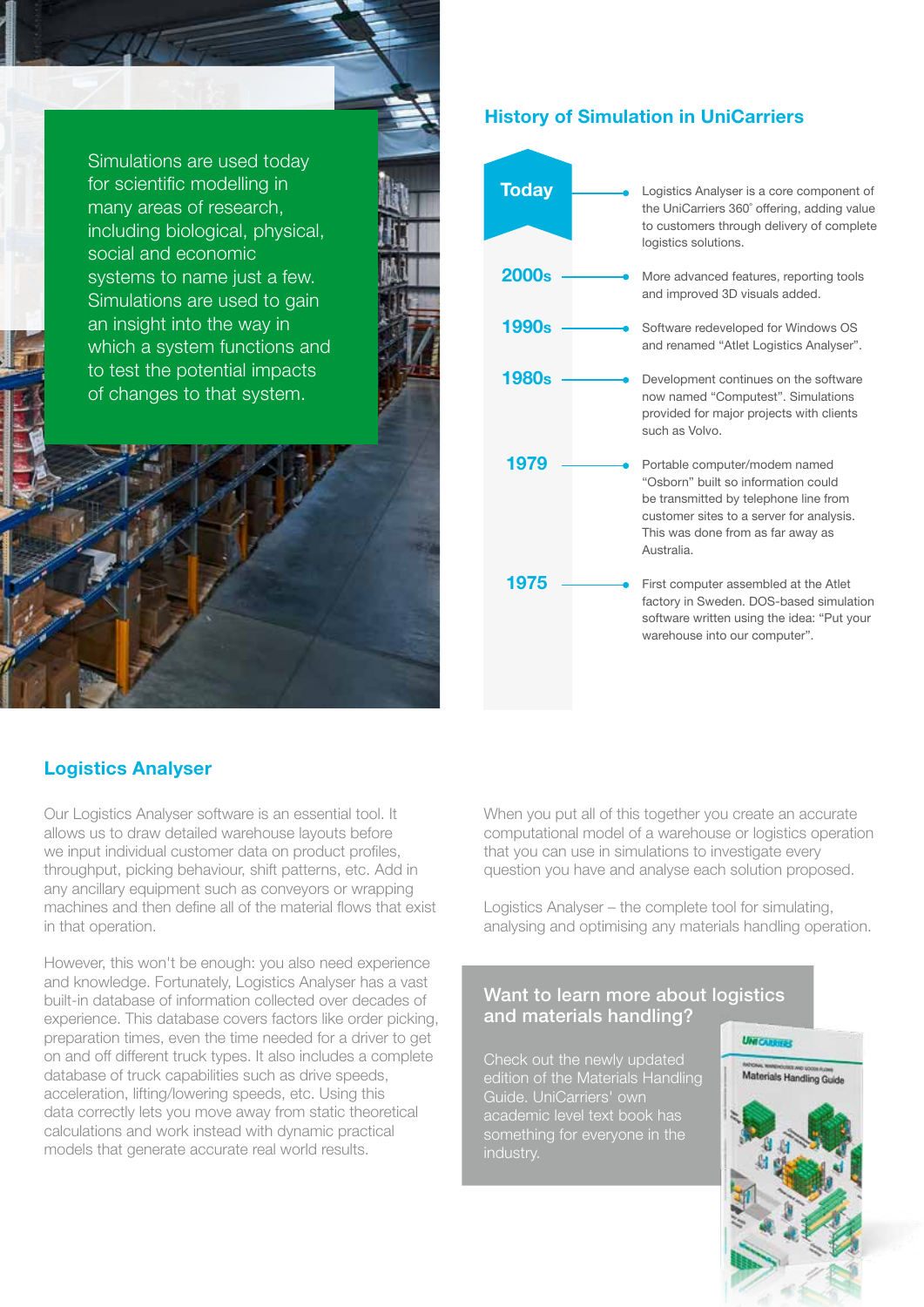Simulations are used today for scientific modelling in many areas of research, including biological, physical, social and economic systems to name just a few. Simulations are used to gain an insight into the way in which a system functions and to test the potential impacts of changes to that system.

## History of Simulation in UniCarriers

**Today** – Logistics Analyser is a core component of the UniCarriers 360˚ offering, adding value to customers through delivery of complete logistics solutions.

**2000s** – More advanced features, reporting tools and improved 3D visuals added.

**1990s** – Software redeveloped for Windows OS and renamed "Atlet Logistics Analyser".

**1980s** – Development continues on the software now named "Computest". Simulations provided for major projects with clients such as Volvo.

**1979** – Portable computer/modem named "Osborn" built so information could be transmitted by telephone line from customer sites to a server for analysis. This was done from as far away as Australia.

**1975** – First computer assembled at the Atlet factory in Sweden. DOS-based simulation software written using the idea: "Put your warehouse into our computer".

## Logistics Analyser

Our Logistics Analyser software is an essential tool. It allows us to draw detailed warehouse layouts before we input individual customer data on product profiles, throughput, picking behaviour, shift patterns, etc. Add in any ancillary equipment such as conveyors or wrapping machines and then define all of the material flows that exist in that operation.

However, this won't be enough: you also need experience and knowledge. Fortunately, Logistics Analyser has a vast built-in database of information collected over decades of experience. This database covers factors like order picking, preparation times, even the time needed for a driver to get on and off different truck types. It also includes a complete database of truck capabilities such as drive speeds, acceleration, lifting/lowering speeds, etc. Using this data correctly lets you move away from static theoretical calculations and work instead with dynamic practical models that generate accurate real world results.

When you put all of this together you create an accurate computational model of a warehouse or logistics operation that you can use in simulations to investigate every question you have and analyse each solution proposed.

Logistics Analyser – the complete tool for simulating, analysing and optimising any materials handling operation.

### Want to learn more about logistics and materials handling?

Check out the newly updated edition of the Materials Handling Guide. UniCarriers' own academic level text book has something for everyone in the industry.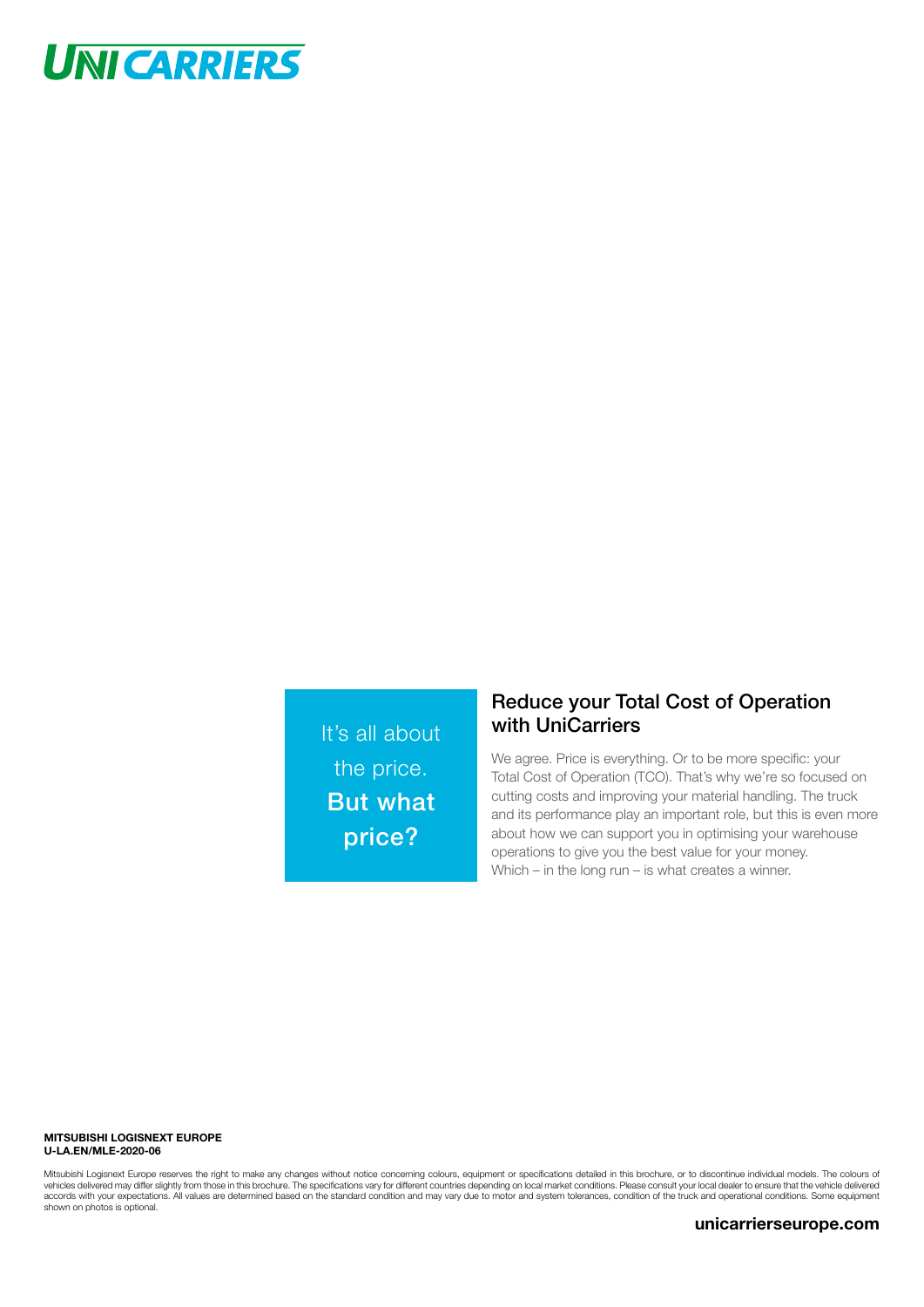UNICARRIERS

It's all about the price. **But what price?**

## Reduce your Total Cost of Operation with UniCarriers

We agree. Price is everything. Or to be more specific: your Total Cost of Operation (TCO). That's why we're so focused on cutting costs and improving your material handling. The truck and its performance play an important role, but this is even more about how we can support you in optimising your warehouse operations to give you the best value for your money. Which – in the long run – is what creates a winner.

**MITSUBISHI LOGISNEXT EUROPE**
**U-LA.EN/MLE-2020-06**

Mitsubishi Logisnext Europe reserves the right to make any changes without notice concerning colours, equipment or specifications detailed in this brochure, or to discontinue individual models. The colours of vehicles delivered may differ slightly from those in this brochure. The specifications vary for different countries depending on local market conditions. Please consult your local dealer to ensure that the vehicle delivered accords with your expectations. All values are determined based on the standard condition and may vary due to motor and system tolerances, condition of the truck and operational conditions. Some equipment shown on photos is optional.

**unicarrierseurope.com**